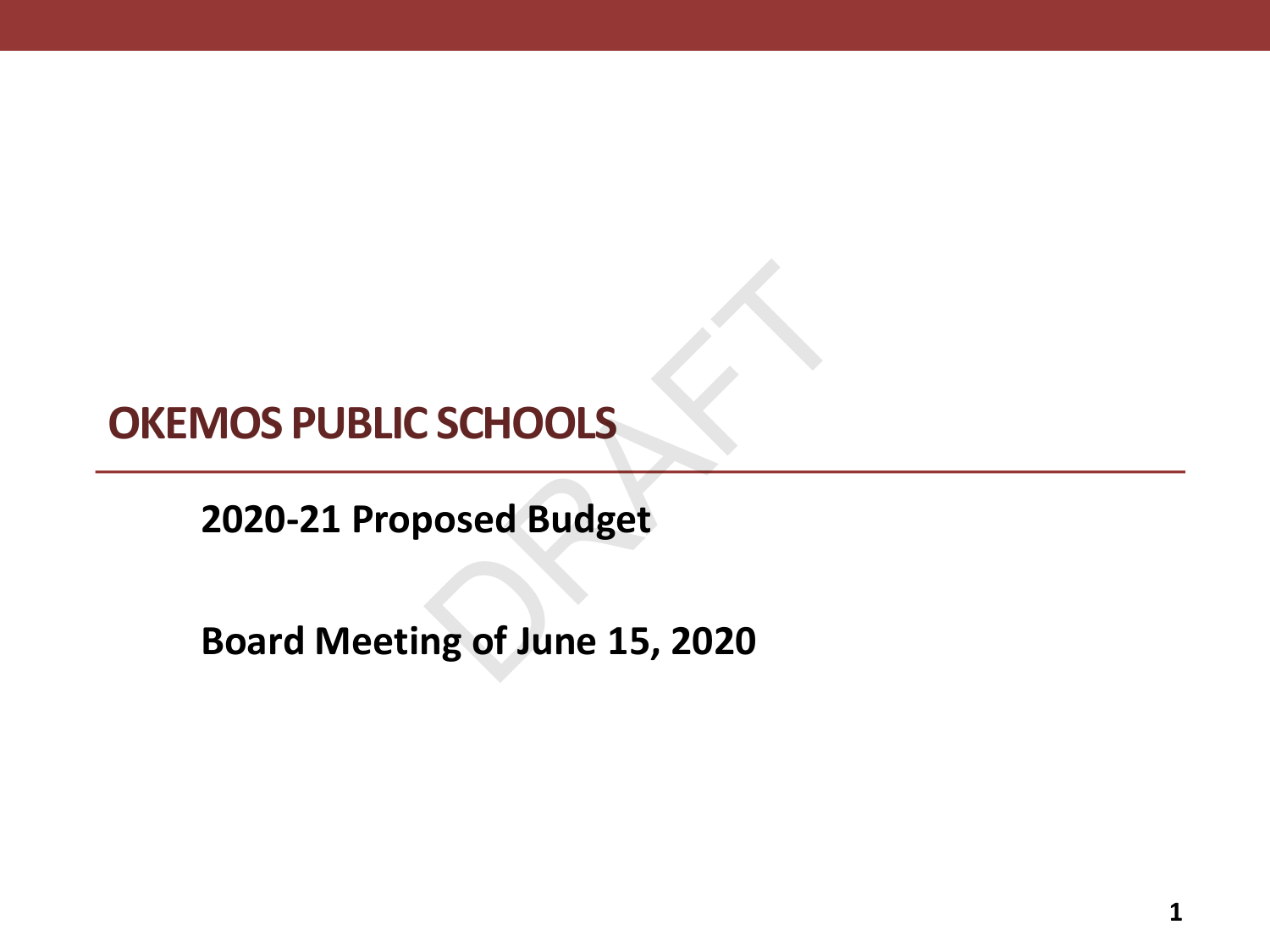# OKEMOS PUBLIC SCHOOLS

**2020-21 Proposed Budget**

**Board Meeting of June 15, 2020**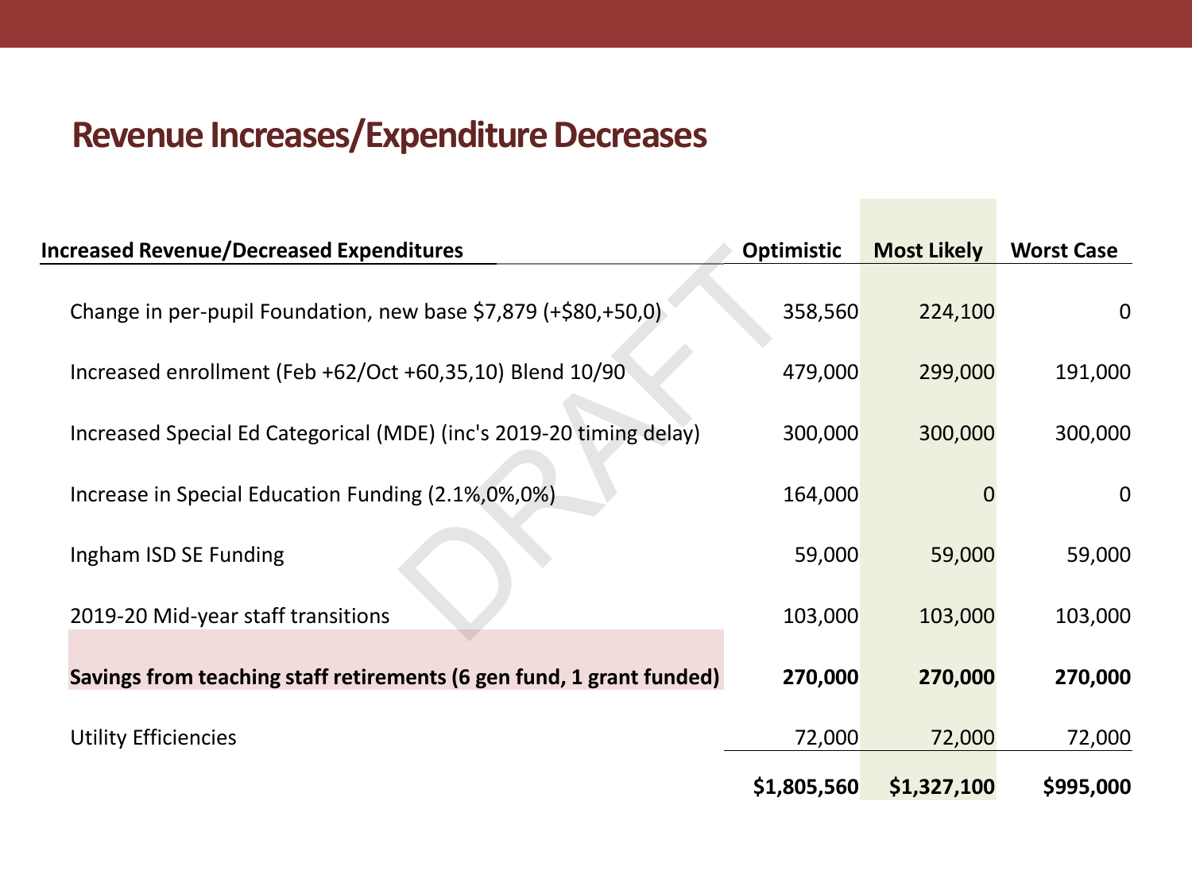# Revenue Increases/Expenditure Decreases

| Increased Revenue/Decreased Expenditures | Optimistic | Most Likely | Worst Case |
|---|---|---|---|
| Change in per-pupil Foundation, new base $7,879 (+$80,+50,0) | 358,560 | 224,100 | 0 |
| Increased enrollment (Feb +62/Oct +60,35,10) Blend 10/90 | 479,000 | 299,000 | 191,000 |
| Increased Special Ed Categorical (MDE) (inc's 2019-20 timing delay) | 300,000 | 300,000 | 300,000 |
| Increase in Special Education Funding (2.1%,0%,0%) | 164,000 | 0 | 0 |
| Ingham ISD SE Funding | 59,000 | 59,000 | 59,000 |
| 2019-20 Mid-year staff transitions | 103,000 | 103,000 | 103,000 |
| **Savings from teaching staff retirements (6 gen fund, 1 grant funded)** | **270,000** | **270,000** | **270,000** |
| Utility Efficiencies | 72,000 | 72,000 | 72,000 |
| | **$1,805,560** | **$1,327,100** | **$995,000** |

DRAFT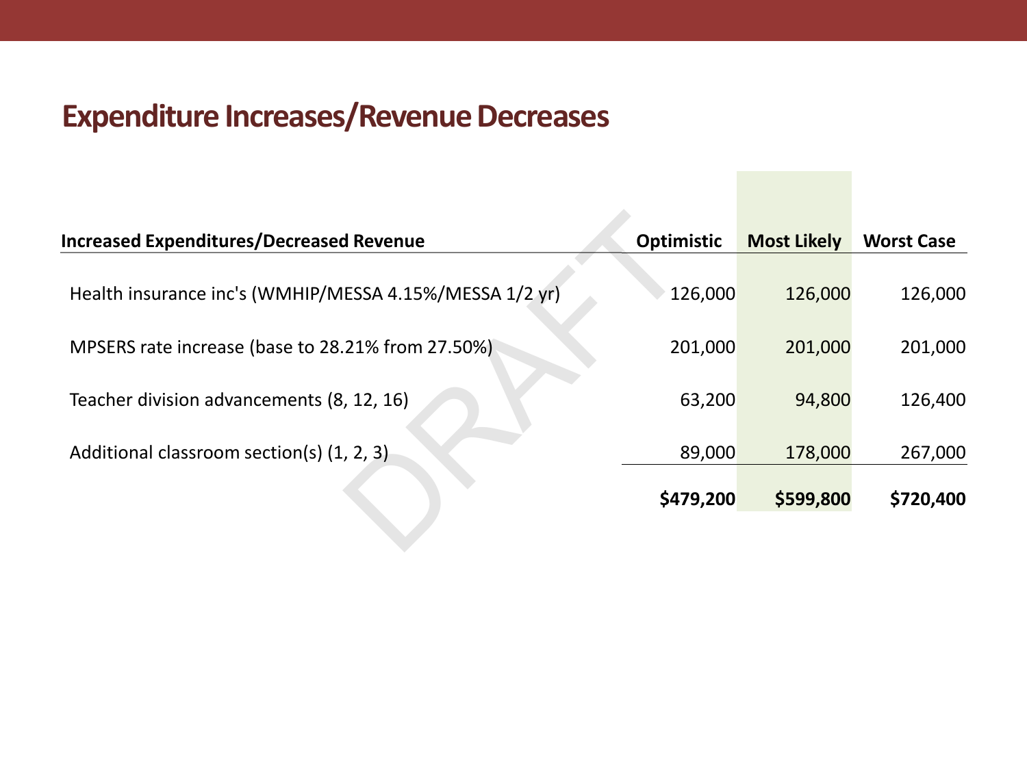## Expenditure Increases/Revenue Decreases

| Increased Expenditures/Decreased Revenue | Optimistic | Most Likely | Worst Case |
| --- | --- | --- | --- |
| Health insurance inc's (WMHIP/MESSA 4.15%/MESSA 1/2 yr) | 126,000 | 126,000 | 126,000 |
| MPSERS rate increase (base to 28.21% from 27.50%) | 201,000 | 201,000 | 201,000 |
| Teacher division advancements (8, 12, 16) | 63,200 | 94,800 | 126,400 |
| Additional classroom section(s) (1, 2, 3) | 89,000 | 178,000 | 267,000 |
| | **$479,200** | **$599,800** | **$720,400** |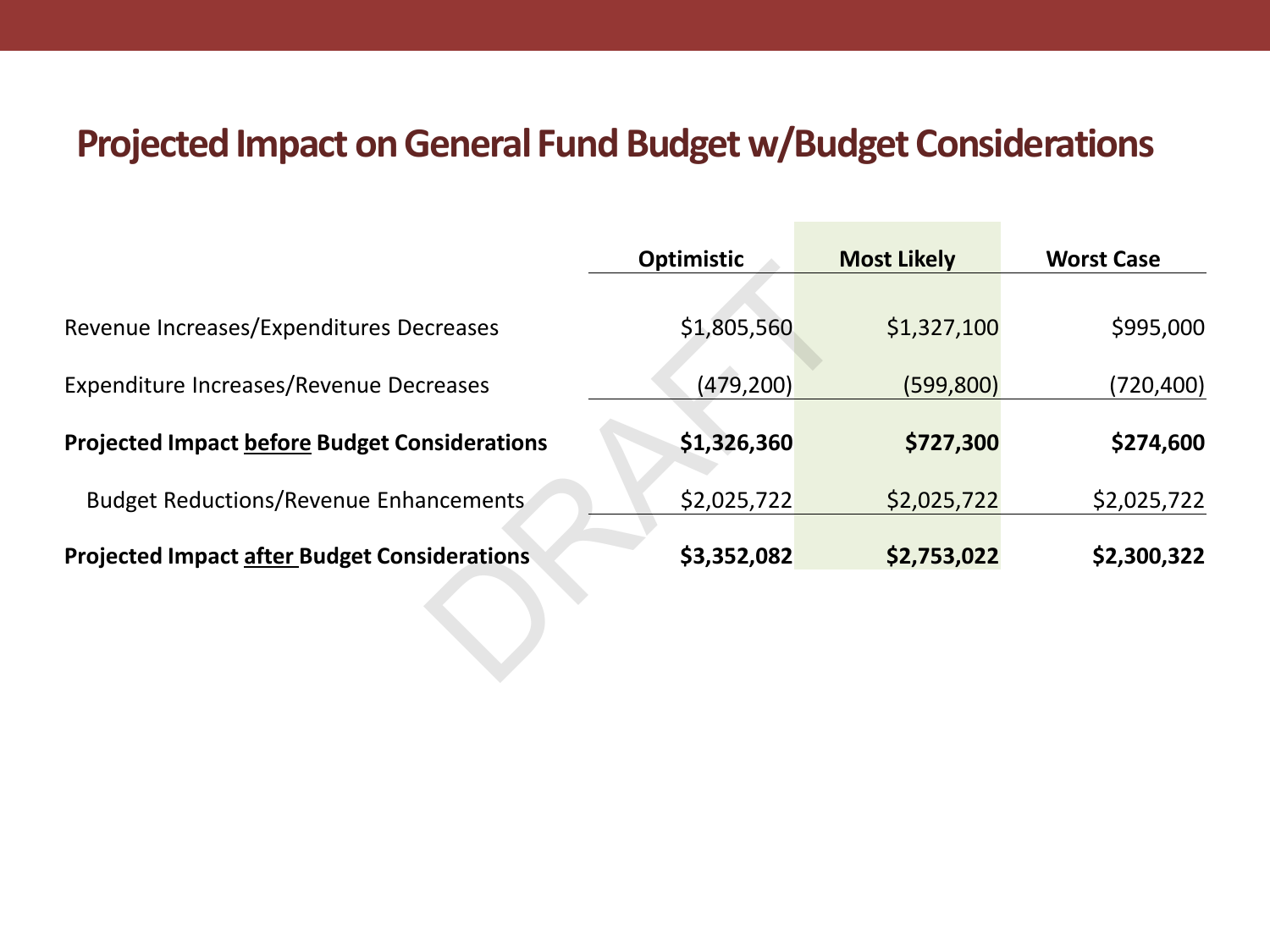# Projected Impact on General Fund Budget w/Budget Considerations

| | Optimistic | Most Likely | Worst Case |
|---|---|---|---|
| Revenue Increases/Expenditures Decreases | $1,805,560 | $1,327,100 | $995,000 |
| Expenditure Increases/Revenue Decreases | (479,200) | (599,800) | (720,400) |
| **Projected Impact before Budget Considerations** | **$1,326,360** | **$727,300** | **$274,600** |
| Budget Reductions/Revenue Enhancements | $2,025,722 | $2,025,722 | $2,025,722 |
| **Projected Impact after Budget Considerations** | **$3,352,082** | **$2,753,022** | **$2,300,322** |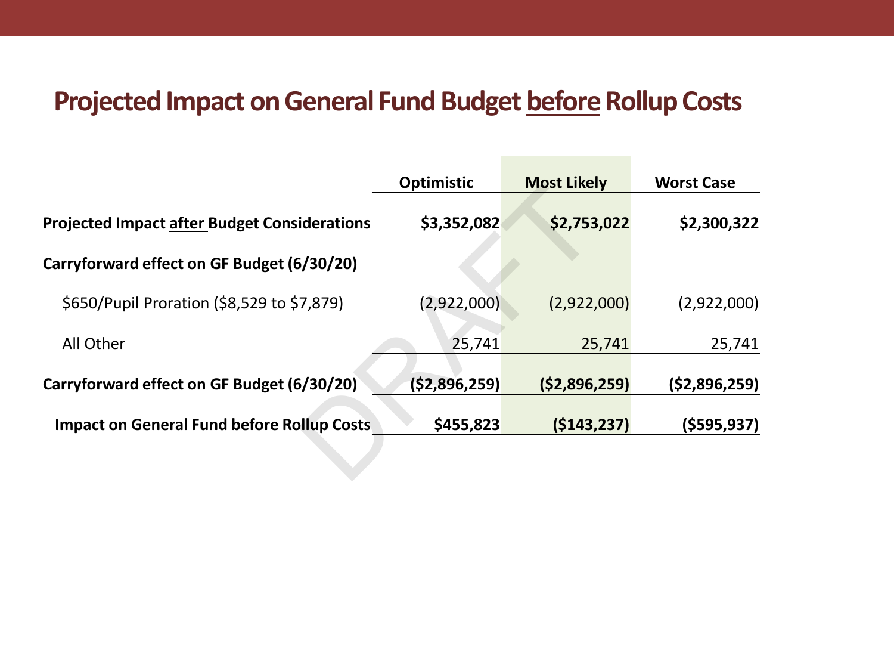# Projected Impact on General Fund Budget before Rollup Costs

| | Optimistic | Most Likely | Worst Case |
|---|---|---|---|
| **Projected Impact after Budget Considerations** | **$3,352,082** | **$2,753,022** | **$2,300,322** |
| **Carryforward effect on GF Budget (6/30/20)** | | | |
| $650/Pupil Proration ($8,529 to $7,879) | (2,922,000) | (2,922,000) | (2,922,000) |
| All Other | 25,741 | 25,741 | 25,741 |
| **Carryforward effect on GF Budget (6/30/20)** | **($2,896,259)** | **($2,896,259)** | **($2,896,259)** |
| **Impact on General Fund before Rollup Costs** | **$455,823** | **($143,237)** | **($595,937)** |

DRAFT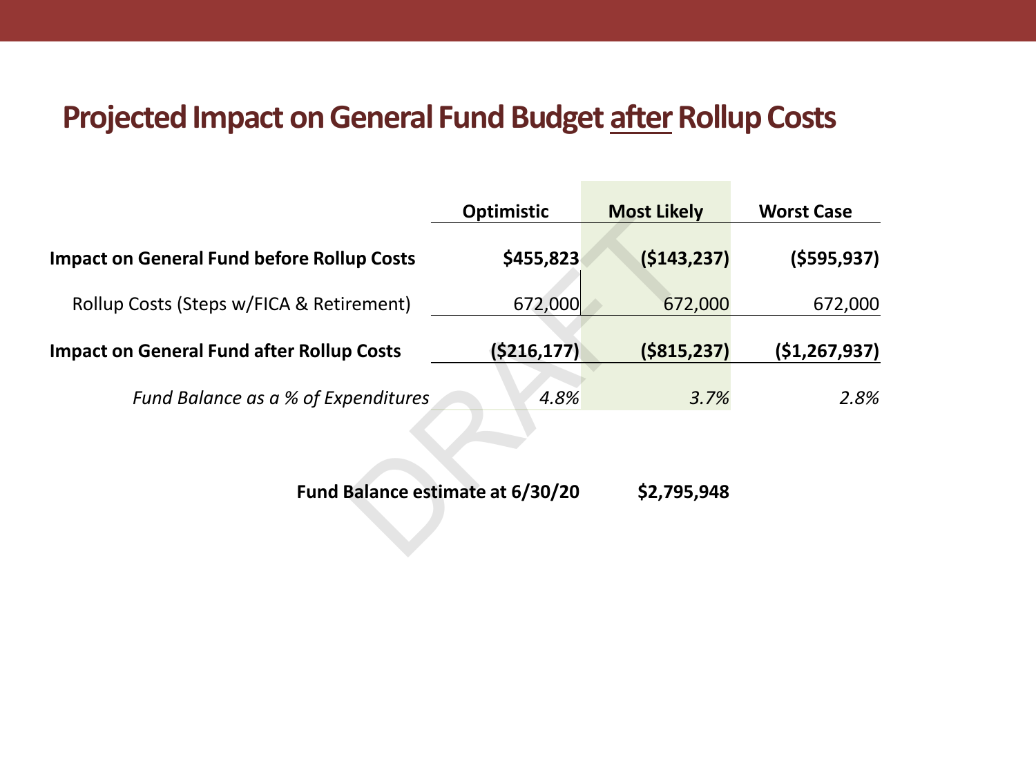# Projected Impact on General Fund Budget after Rollup Costs

| | Optimistic | Most Likely | Worst Case |
|---|---|---|---|
| **Impact on General Fund before Rollup Costs** | **$455,823** | **($143,237)** | **($595,937)** |
| Rollup Costs (Steps w/FICA & Retirement) | 672,000 | 672,000 | 672,000 |
| **Impact on General Fund after Rollup Costs** | **($216,177)** | **($815,237)** | **($1,267,937)** |
| *Fund Balance as a % of Expenditures* | *4.8%* | *3.7%* | *2.8%* |

**Fund Balance estimate at 6/30/20** **$2,795,948**

DRAFT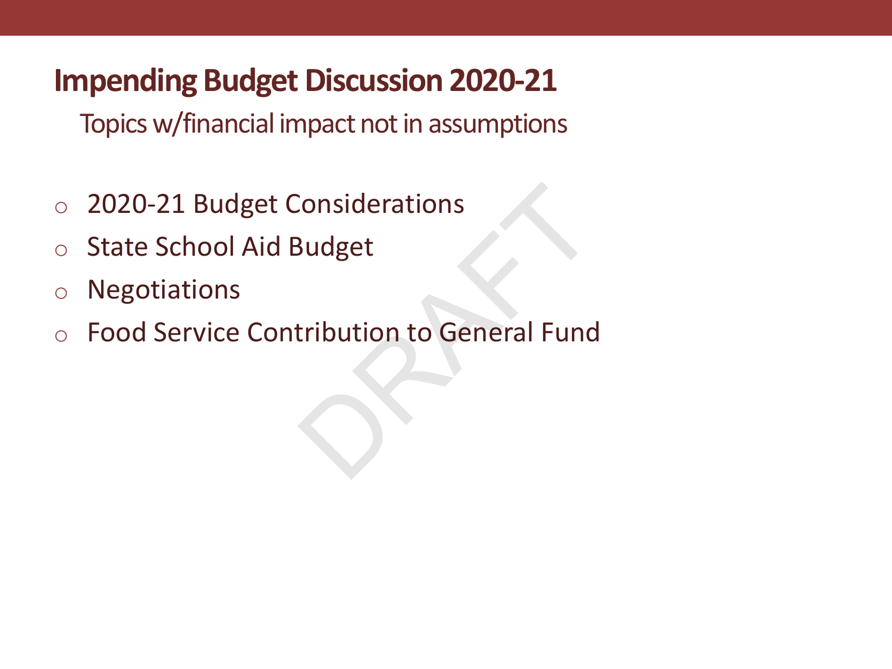# Impending Budget Discussion 2020-21

Topics w/financial impact not in assumptions

- 2020-21 Budget Considerations
- State School Aid Budget
- Negotiations
- Food Service Contribution to General Fund

DRAFT